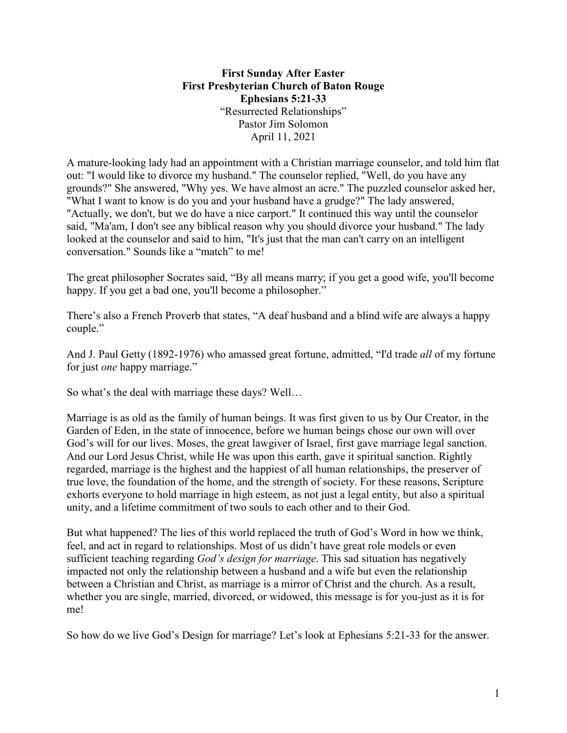**First Sunday After Easter**
**First Presbyterian Church of Baton Rouge**
**Ephesians 5:21-33**
"Resurrected Relationships"
Pastor Jim Solomon
April 11, 2021

A mature-looking lady had an appointment with a Christian marriage counselor, and told him flat out: "I would like to divorce my husband." The counselor replied, "Well, do you have any grounds?" She answered, "Why yes. We have almost an acre." The puzzled counselor asked her, "What I want to know is do you and your husband have a grudge?" The lady answered, "Actually, we don't, but we do have a nice carport." It continued this way until the counselor said, "Ma'am, I don't see any biblical reason why you should divorce your husband." The lady looked at the counselor and said to him, "It's just that the man can't carry on an intelligent conversation." Sounds like a "match" to me!

The great philosopher Socrates said, "By all means marry; if you get a good wife, you'll become happy. If you get a bad one, you'll become a philosopher."

There's also a French Proverb that states, "A deaf husband and a blind wife are always a happy couple."

And J. Paul Getty (1892-1976) who amassed great fortune, admitted, "I'd trade *all* of my fortune for just *one* happy marriage."

So what's the deal with marriage these days? Well…

Marriage is as old as the family of human beings. It was first given to us by Our Creator, in the Garden of Eden, in the state of innocence, before we human beings chose our own will over God's will for our lives. Moses, the great lawgiver of Israel, first gave marriage legal sanction. And our Lord Jesus Christ, while He was upon this earth, gave it spiritual sanction. Rightly regarded, marriage is the highest and the happiest of all human relationships, the preserver of true love, the foundation of the home, and the strength of society. For these reasons, Scripture exhorts everyone to hold marriage in high esteem, as not just a legal entity, but also a spiritual unity, and a lifetime commitment of two souls to each other and to their God.

But what happened? The lies of this world replaced the truth of God's Word in how we think, feel, and act in regard to relationships. Most of us didn't have great role models or even sufficient teaching regarding *God's design for marriage*. This sad situation has negatively impacted not only the relationship between a husband and a wife but even the relationship between a Christian and Christ, as marriage is a mirror of Christ and the church. As a result, whether you are single, married, divorced, or widowed, this message is for you-just as it is for me!

So how do we live God's Design for marriage? Let's look at Ephesians 5:21-33 for the answer.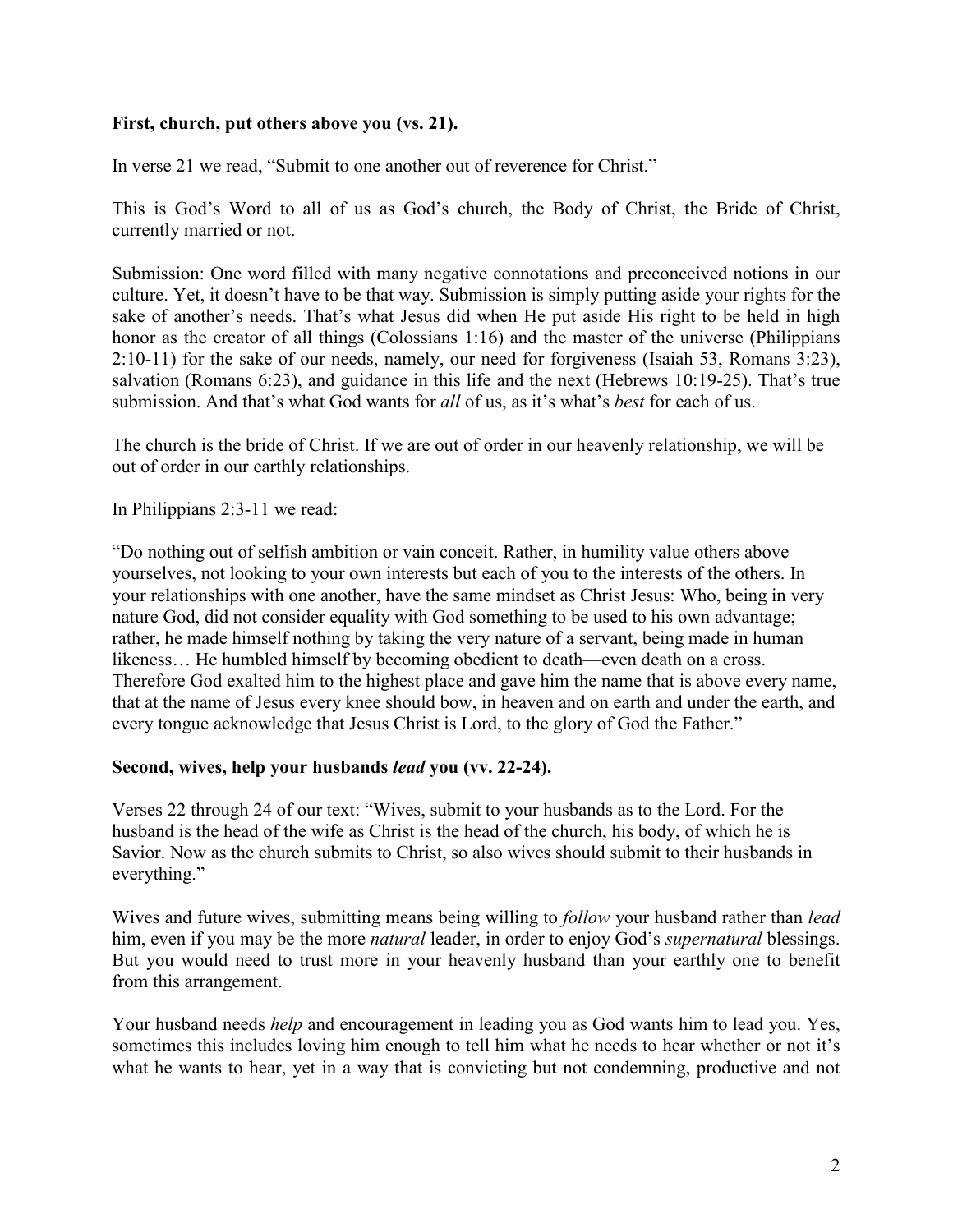**First, church, put others above you (vs. 21).**

In verse 21 we read, "Submit to one another out of reverence for Christ."

This is God's Word to all of us as God's church, the Body of Christ, the Bride of Christ, currently married or not.

Submission: One word filled with many negative connotations and preconceived notions in our culture. Yet, it doesn't have to be that way. Submission is simply putting aside your rights for the sake of another's needs. That's what Jesus did when He put aside His right to be held in high honor as the creator of all things (Colossians 1:16) and the master of the universe (Philippians 2:10-11) for the sake of our needs, namely, our need for forgiveness (Isaiah 53, Romans 3:23), salvation (Romans 6:23), and guidance in this life and the next (Hebrews 10:19-25). That's true submission. And that's what God wants for *all* of us, as it's what's *best* for each of us.

The church is the bride of Christ. If we are out of order in our heavenly relationship, we will be out of order in our earthly relationships.

In Philippians 2:3-11 we read:

"Do nothing out of selfish ambition or vain conceit. Rather, in humility value others above yourselves, not looking to your own interests but each of you to the interests of the others. In your relationships with one another, have the same mindset as Christ Jesus: Who, being in very nature God, did not consider equality with God something to be used to his own advantage; rather, he made himself nothing by taking the very nature of a servant, being made in human likeness… He humbled himself by becoming obedient to death—even death on a cross. Therefore God exalted him to the highest place and gave him the name that is above every name, that at the name of Jesus every knee should bow, in heaven and on earth and under the earth, and every tongue acknowledge that Jesus Christ is Lord, to the glory of God the Father."

**Second, wives, help your husbands *lead* you (vv. 22-24).**

Verses 22 through 24 of our text: "Wives, submit to your husbands as to the Lord. For the husband is the head of the wife as Christ is the head of the church, his body, of which he is Savior. Now as the church submits to Christ, so also wives should submit to their husbands in everything."

Wives and future wives, submitting means being willing to *follow* your husband rather than *lead* him, even if you may be the more *natural* leader, in order to enjoy God's *supernatural* blessings. But you would need to trust more in your heavenly husband than your earthly one to benefit from this arrangement.

Your husband needs *help* and encouragement in leading you as God wants him to lead you. Yes, sometimes this includes loving him enough to tell him what he needs to hear whether or not it's what he wants to hear, yet in a way that is convicting but not condemning, productive and not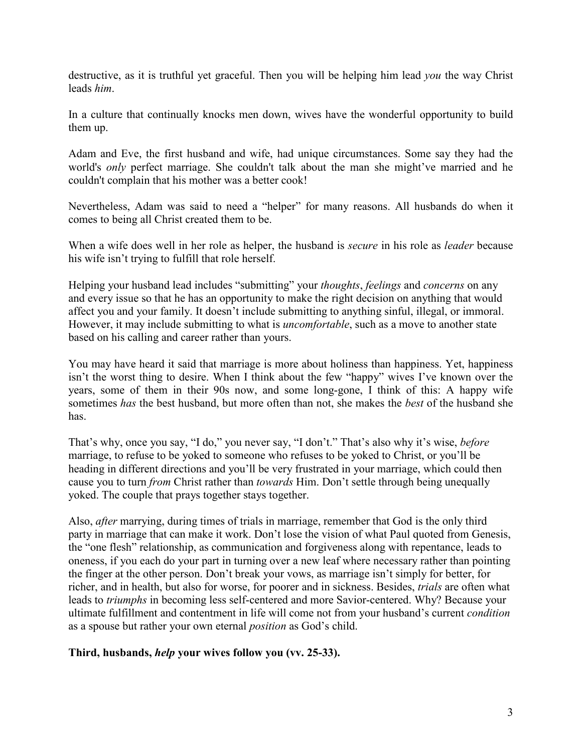destructive, as it is truthful yet graceful. Then you will be helping him lead *you* the way Christ leads *him*.

In a culture that continually knocks men down, wives have the wonderful opportunity to build them up.

Adam and Eve, the first husband and wife, had unique circumstances. Some say they had the world's *only* perfect marriage. She couldn't talk about the man she might've married and he couldn't complain that his mother was a better cook!

Nevertheless, Adam was said to need a "helper" for many reasons. All husbands do when it comes to being all Christ created them to be.

When a wife does well in her role as helper, the husband is *secure* in his role as *leader* because his wife isn't trying to fulfill that role herself.

Helping your husband lead includes "submitting" your *thoughts*, *feelings* and *concerns* on any and every issue so that he has an opportunity to make the right decision on anything that would affect you and your family. It doesn't include submitting to anything sinful, illegal, or immoral. However, it may include submitting to what is *uncomfortable*, such as a move to another state based on his calling and career rather than yours.

You may have heard it said that marriage is more about holiness than happiness. Yet, happiness isn't the worst thing to desire. When I think about the few "happy" wives I've known over the years, some of them in their 90s now, and some long-gone, I think of this: A happy wife sometimes *has* the best husband, but more often than not, she makes the *best* of the husband she has.

That's why, once you say, "I do," you never say, "I don't." That's also why it's wise, *before* marriage, to refuse to be yoked to someone who refuses to be yoked to Christ, or you'll be heading in different directions and you'll be very frustrated in your marriage, which could then cause you to turn *from* Christ rather than *towards* Him. Don't settle through being unequally yoked. The couple that prays together stays together.

Also, *after* marrying, during times of trials in marriage, remember that God is the only third party in marriage that can make it work. Don't lose the vision of what Paul quoted from Genesis, the "one flesh" relationship, as communication and forgiveness along with repentance, leads to oneness, if you each do your part in turning over a new leaf where necessary rather than pointing the finger at the other person. Don't break your vows, as marriage isn't simply for better, for richer, and in health, but also for worse, for poorer and in sickness. Besides, *trials* are often what leads to *triumphs* in becoming less self-centered and more Savior-centered. Why? Because your ultimate fulfillment and contentment in life will come not from your husband's current *condition* as a spouse but rather your own eternal *position* as God's child.

**Third, husbands, *help* your wives follow you (vv. 25-33).**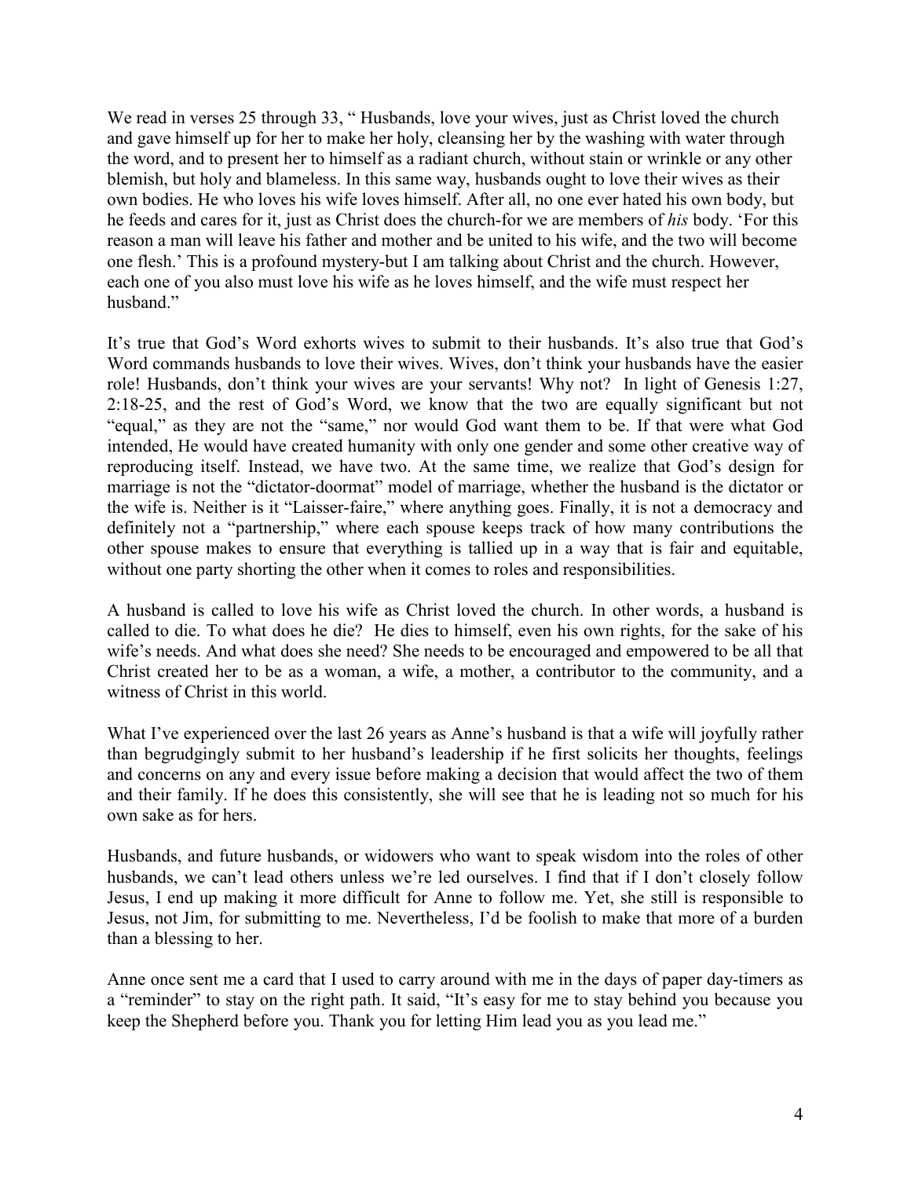We read in verses 25 through 33, " Husbands, love your wives, just as Christ loved the church and gave himself up for her to make her holy, cleansing her by the washing with water through the word, and to present her to himself as a radiant church, without stain or wrinkle or any other blemish, but holy and blameless. In this same way, husbands ought to love their wives as their own bodies. He who loves his wife loves himself. After all, no one ever hated his own body, but he feeds and cares for it, just as Christ does the church-for we are members of *his* body. 'For this reason a man will leave his father and mother and be united to his wife, and the two will become one flesh.' This is a profound mystery-but I am talking about Christ and the church. However, each one of you also must love his wife as he loves himself, and the wife must respect her husband."

It's true that God's Word exhorts wives to submit to their husbands. It's also true that God's Word commands husbands to love their wives. Wives, don't think your husbands have the easier role! Husbands, don't think your wives are your servants! Why not? In light of Genesis 1:27, 2:18-25, and the rest of God's Word, we know that the two are equally significant but not "equal," as they are not the "same," nor would God want them to be. If that were what God intended, He would have created humanity with only one gender and some other creative way of reproducing itself. Instead, we have two. At the same time, we realize that God's design for marriage is not the "dictator-doormat" model of marriage, whether the husband is the dictator or the wife is. Neither is it "Laisser-faire," where anything goes. Finally, it is not a democracy and definitely not a "partnership," where each spouse keeps track of how many contributions the other spouse makes to ensure that everything is tallied up in a way that is fair and equitable, without one party shorting the other when it comes to roles and responsibilities.

A husband is called to love his wife as Christ loved the church. In other words, a husband is called to die. To what does he die? He dies to himself, even his own rights, for the sake of his wife's needs. And what does she need? She needs to be encouraged and empowered to be all that Christ created her to be as a woman, a wife, a mother, a contributor to the community, and a witness of Christ in this world.

What I've experienced over the last 26 years as Anne's husband is that a wife will joyfully rather than begrudgingly submit to her husband's leadership if he first solicits her thoughts, feelings and concerns on any and every issue before making a decision that would affect the two of them and their family. If he does this consistently, she will see that he is leading not so much for his own sake as for hers.

Husbands, and future husbands, or widowers who want to speak wisdom into the roles of other husbands, we can't lead others unless we're led ourselves. I find that if I don't closely follow Jesus, I end up making it more difficult for Anne to follow me. Yet, she still is responsible to Jesus, not Jim, for submitting to me. Nevertheless, I'd be foolish to make that more of a burden than a blessing to her.

Anne once sent me a card that I used to carry around with me in the days of paper day-timers as a "reminder" to stay on the right path. It said, "It's easy for me to stay behind you because you keep the Shepherd before you. Thank you for letting Him lead you as you lead me."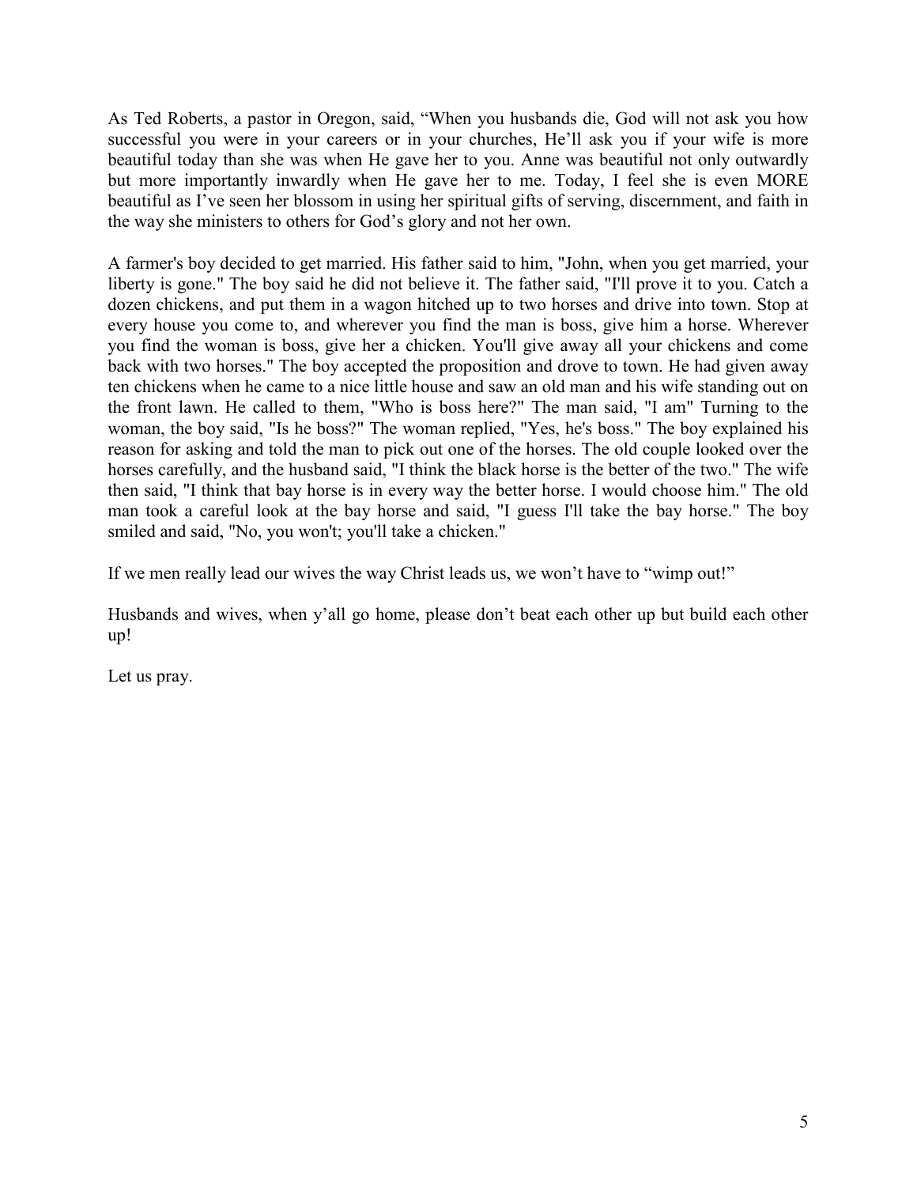As Ted Roberts, a pastor in Oregon, said, "When you husbands die, God will not ask you how successful you were in your careers or in your churches, He'll ask you if your wife is more beautiful today than she was when He gave her to you. Anne was beautiful not only outwardly but more importantly inwardly when He gave her to me. Today, I feel she is even MORE beautiful as I've seen her blossom in using her spiritual gifts of serving, discernment, and faith in the way she ministers to others for God's glory and not her own.

A farmer's boy decided to get married. His father said to him, "John, when you get married, your liberty is gone." The boy said he did not believe it. The father said, "I'll prove it to you. Catch a dozen chickens, and put them in a wagon hitched up to two horses and drive into town. Stop at every house you come to, and wherever you find the man is boss, give him a horse. Wherever you find the woman is boss, give her a chicken. You'll give away all your chickens and come back with two horses." The boy accepted the proposition and drove to town. He had given away ten chickens when he came to a nice little house and saw an old man and his wife standing out on the front lawn. He called to them, "Who is boss here?" The man said, "I am" Turning to the woman, the boy said, "Is he boss?" The woman replied, "Yes, he's boss." The boy explained his reason for asking and told the man to pick out one of the horses. The old couple looked over the horses carefully, and the husband said, "I think the black horse is the better of the two." The wife then said, "I think that bay horse is in every way the better horse. I would choose him." The old man took a careful look at the bay horse and said, "I guess I'll take the bay horse." The boy smiled and said, "No, you won't; you'll take a chicken."

If we men really lead our wives the way Christ leads us, we won't have to "wimp out!"

Husbands and wives, when y'all go home, please don't beat each other up but build each other up!

Let us pray.